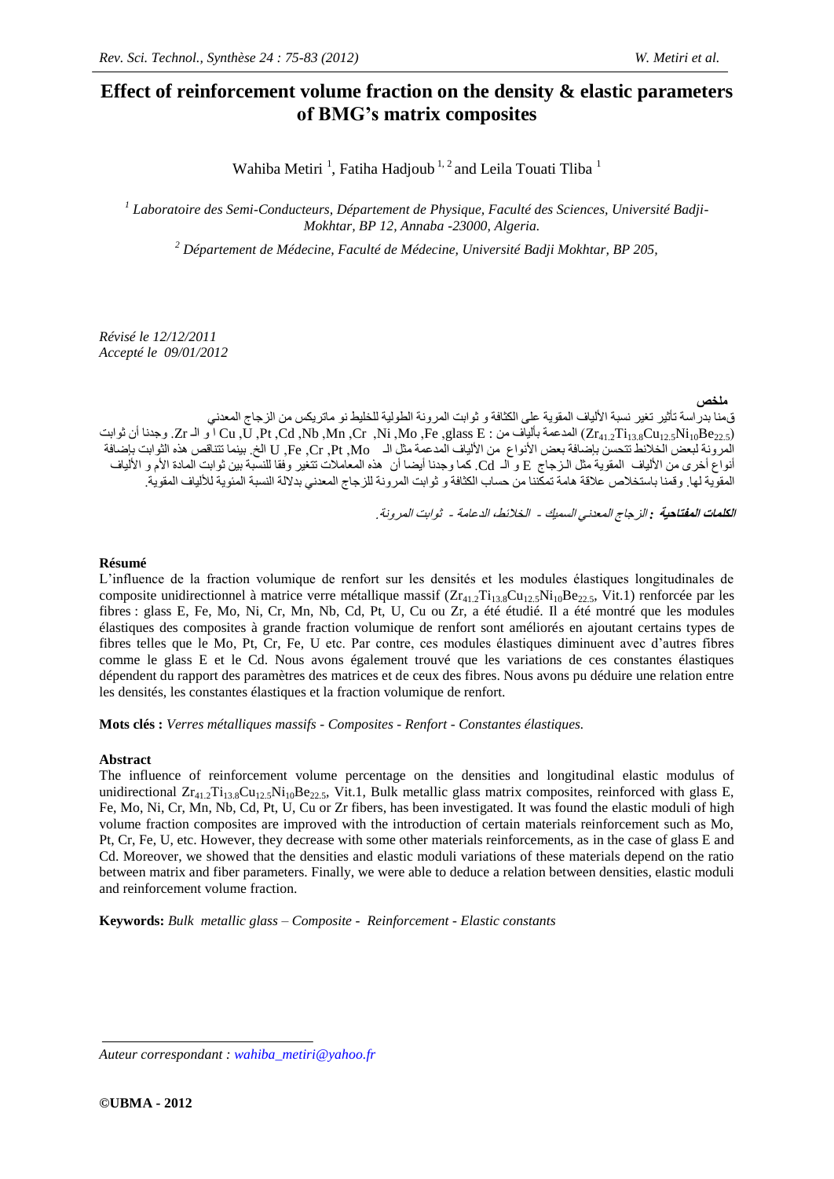# Effect of reinforcement volume fraction on the density & elastic parameters of BMG's matrix composites

Wahiba Metiri [1], Fatiha Hadjoub [1, 2] and Leila Touati Tliba [1]

[1] *Laboratoire des Semi-Conducteurs, Département de Physique, Faculté des Sciences, Université Badji-Mokhtar, BP 12, Annaba -23000, Algeria.*

[2] *Département de Médecine, Faculté de Médecine, Université Badji Mokhtar, BP 205,*

*Révisé le 12/12/2011*
*Accepté le 09/01/2012*

**ملخص**

قمنا بدراسة تأثير تغير نسبة الألياف المقوية على الكثافة و ثوابت المرونة الطولية للخليط نو ماتريكس من الزجاج المعدني ($Zr_{41.2}Ti_{13.8}Cu_{12.5}Ni_{10}Be_{22.5}$) المدعمة بألياف من : glass E, Fe, Mo, Ni, Cr, Mn, Nb, Cd, Pt, U, Cu أ و الـ Zr. وجدنا أن ثوابت المرونة لبعض الخلائط تتحسن بإضافة بعض الأنواع من الألياف المدعمة مثل الـ Mo, Pt, Cr, Fe, U الخ. بينما تتناقص هذه الثوابت بإضافة أنواع أخرى من الألياف المقوية مثل الزجاج E و الـ Cd. كما وجدنا أيضا أن هذه المعاملات تتغير وفقا للنسبة بين ثوابت المادة الأم و الألياف المقوية لها. وقمنا باستخلاص علاقة هامة تمكننا من حساب الكثافة و ثوابت المرونة للزجاج المعدني بدلالة النسبة المئوية للألياف المقوية.

***الكلمات المفتاحية :*** *الزجاج المعدني السميك - الخلائط الدعامة - ثوابت المرونة.*

**Résumé**

L'influence de la fraction volumique de renfort sur les densités et les modules élastiques longitudinales de composite unidirectionnel à matrice verre métallique massif ($Zr_{41.2}Ti_{13.8}Cu_{12.5}Ni_{10}Be_{22.5}$, Vit.1) renforcée par les fibres : glass E, Fe, Mo, Ni, Cr, Mn, Nb, Cd, Pt, U, Cu ou Zr, a été étudié. Il a été montré que les modules élastiques des composites à grande fraction volumique de renfort sont améliorés en ajoutant certains types de fibres telles que le Mo, Pt, Cr, Fe, U etc. Par contre, ces modules élastiques diminuent avec d'autres fibres comme le glass E et le Cd. Nous avons également trouvé que les variations de ces constantes élastiques dépendent du rapport des paramètres des matrices et de ceux des fibres. Nous avons pu déduire une relation entre les densités, les constantes élastiques et la fraction volumique de renfort.

**Mots clés :** *Verres métalliques massifs - Composites - Renfort - Constantes élastiques.*

**Abstract**

The influence of reinforcement volume percentage on the densities and longitudinal elastic modulus of unidirectional $Zr_{41.2}Ti_{13.8}Cu_{12.5}Ni_{10}Be_{22.5}$, Vit.1, Bulk metallic glass matrix composites, reinforced with glass E, Fe, Mo, Ni, Cr, Mn, Nb, Cd, Pt, U, Cu or Zr fibers, has been investigated. It was found the elastic moduli of high volume fraction composites are improved with the introduction of certain materials reinforcement such as Mo, Pt, Cr, Fe, U, etc. However, they decrease with some other materials reinforcements, as in the case of glass E and Cd. Moreover, we showed that the densities and elastic moduli variations of these materials depend on the ratio between matrix and fiber parameters. Finally, we were able to deduce a relation between densities, elastic moduli and reinforcement volume fraction.

**Keywords:** *Bulk metallic glass – Composite - Reinforcement - Elastic constants*

*Auteur correspondant : wahiba_metiri@yahoo.fr*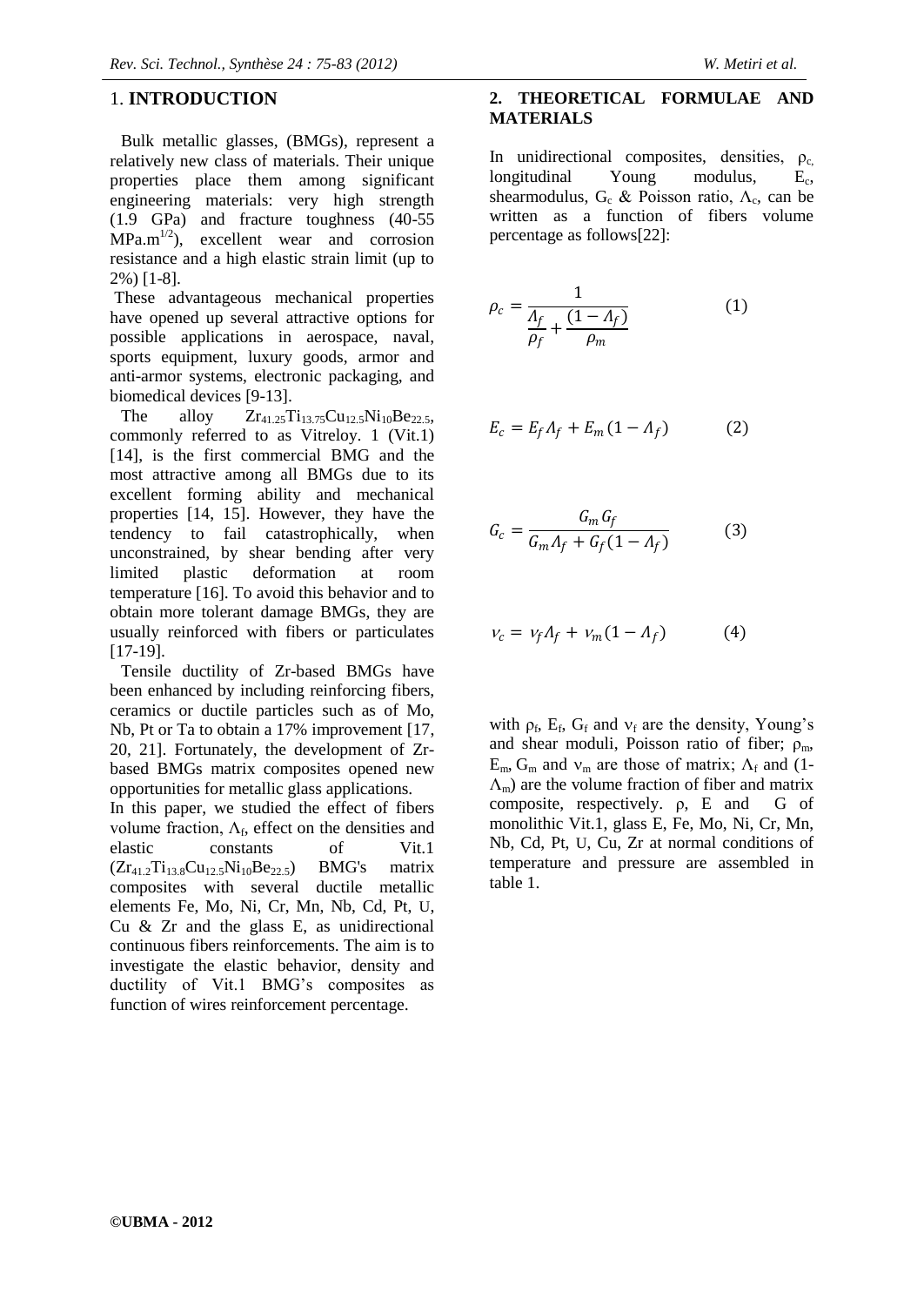## 1. INTRODUCTION

Bulk metallic glasses, (BMGs), represent a relatively new class of materials. Their unique properties place them among significant engineering materials: very high strength (1.9 GPa) and fracture toughness (40-55 $MPa.m^{1/2}$), excellent wear and corrosion resistance and a high elastic strain limit (up to 2%) [1-8].

These advantageous mechanical properties have opened up several attractive options for possible applications in aerospace, naval, sports equipment, luxury goods, armor and anti-armor systems, electronic packaging, and biomedical devices [9-13].

The alloy $Zr_{41.25}Ti_{13.75}Cu_{12.5}Ni_{10}Be_{22.5}$, commonly referred to as Vitreloy. 1 (Vit.1) [14], is the first commercial BMG and the most attractive among all BMGs due to its excellent forming ability and mechanical properties [14, 15]. However, they have the tendency to fail catastrophically, when unconstrained, by shear bending after very limited plastic deformation at room temperature [16]. To avoid this behavior and to obtain more tolerant damage BMGs, they are usually reinforced with fibers or particulates [17-19].

Tensile ductility of Zr-based BMGs have been enhanced by including reinforcing fibers, ceramics or ductile particles such as of Mo, Nb, Pt or Ta to obtain a 17% improvement [17, 20, 21]. Fortunately, the development of Zr-based BMGs matrix composites opened new opportunities for metallic glass applications.

In this paper, we studied the effect of fibers volume fraction, $\Lambda_f$, effect on the densities and elastic constants of Vit.1 ($Zr_{41.2}Ti_{13.8}Cu_{12.5}Ni_{10}Be_{22.5}$) BMG's matrix composites with several ductile metallic elements Fe, Mo, Ni, Cr, Mn, Nb, Cd, Pt, U, Cu & Zr and the glass E, as unidirectional continuous fibers reinforcements. The aim is to investigate the elastic behavior, density and ductility of Vit.1 BMG's composites as function of wires reinforcement percentage.

## 2. THEORETICAL FORMULAE AND MATERIALS

In unidirectional composites, densities, $\rho_c$, longitudinal Young modulus, $E_c$, shearmodulus, $G_c$ & Poisson ratio, $\Lambda_c$, can be written as a function of fibers volume percentage as follows[22]:

$$\rho_c = \frac{1}{\frac{\Lambda_f}{\rho_f} + \frac{(1-\Lambda_f)}{\rho_m}} \qquad (1)$$

$$E_c = E_f \Lambda_f + E_m (1-\Lambda_f) \qquad (2)$$

$$G_c = \frac{G_m G_f}{G_m \Lambda_f + G_f (1-\Lambda_f)} \qquad (3)$$

$$\nu_c = \nu_f \Lambda_f + \nu_m (1-\Lambda_f) \qquad (4)$$

with $\rho_f$, $E_f$, $G_f$ and $\nu_f$ are the density, Young's and shear moduli, Poisson ratio of fiber; $\rho_m$, $E_m$, $G_m$ and $\nu_m$ are those of matrix; $\Lambda_f$ and $(1-\Lambda_m)$ are the volume fraction of fiber and matrix composite, respectively. ρ, E and G of monolithic Vit.1, glass E, Fe, Mo, Ni, Cr, Mn, Nb, Cd, Pt, U, Cu, Zr at normal conditions of temperature and pressure are assembled in table 1.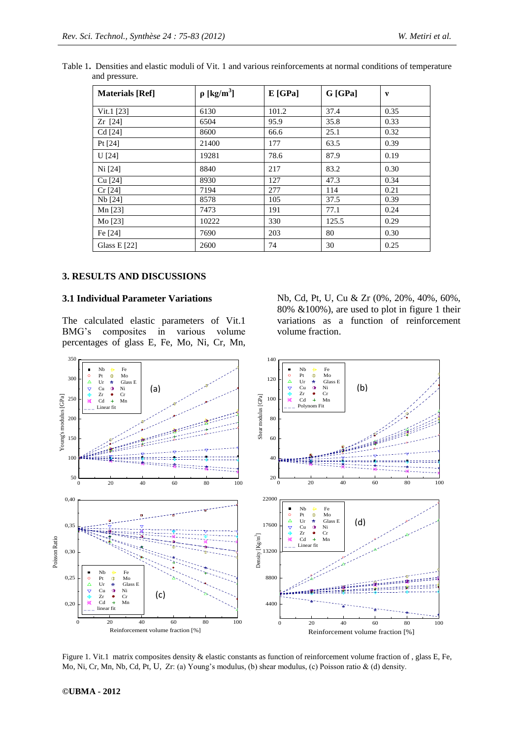Table 1**.** Densities and elastic moduli of Vit. 1 and various reinforcements at normal conditions of temperature and pressure.

| **Materials [Ref]** | **ρ [kg/m$^3$]** | **E [GPa]** | **G [GPa]** | **ν** |
|---|---|---|---|---|
| Vit.1 [23] | 6130 | 101.2 | 37.4 | 0.35 |
| Zr [24] | 6504 | 95.9 | 35.8 | 0.33 |
| Cd [24] | 8600 | 66.6 | 25.1 | 0.32 |
| Pt [24] | 21400 | 177 | 63.5 | 0.39 |
| U [24] | 19281 | 78.6 | 87.9 | 0.19 |
| Ni [24] | 8840 | 217 | 83.2 | 0.30 |
| Cu [24] | 8930 | 127 | 47.3 | 0.34 |
| Cr [24] | 7194 | 277 | 114 | 0.21 |
| Nb [24] | 8578 | 105 | 37.5 | 0.39 |
| Mn [23] | 7473 | 191 | 77.1 | 0.24 |
| Mo [23] | 10222 | 330 | 125.5 | 0.29 |
| Fe [24] | 7690 | 203 | 80 | 0.30 |
| Glass E [22] | 2600 | 74 | 30 | 0.25 |

## 3. RESULTS AND DISCUSSIONS

### 3.1 Individual Parameter Variations

The calculated elastic parameters of Vit.1 BMG's composites in various volume percentages of glass E, Fe, Mo, Ni, Cr, Mn, Nb, Cd, Pt, U, Cu & Zr (0%, 20%, 40%, 60%, 80% &100%), are used to plot in figure 1 their variations as a function of reinforcement volume fraction.

Figure 1. Vit.1 matrix composites density & elastic constants as function of reinforcement volume fraction of , glass E, Fe, Mo, Ni, Cr, Mn, Nb, Cd, Pt, U, Zr: (a) Young's modulus, (b) shear modulus, (c) Poisson ratio & (d) density.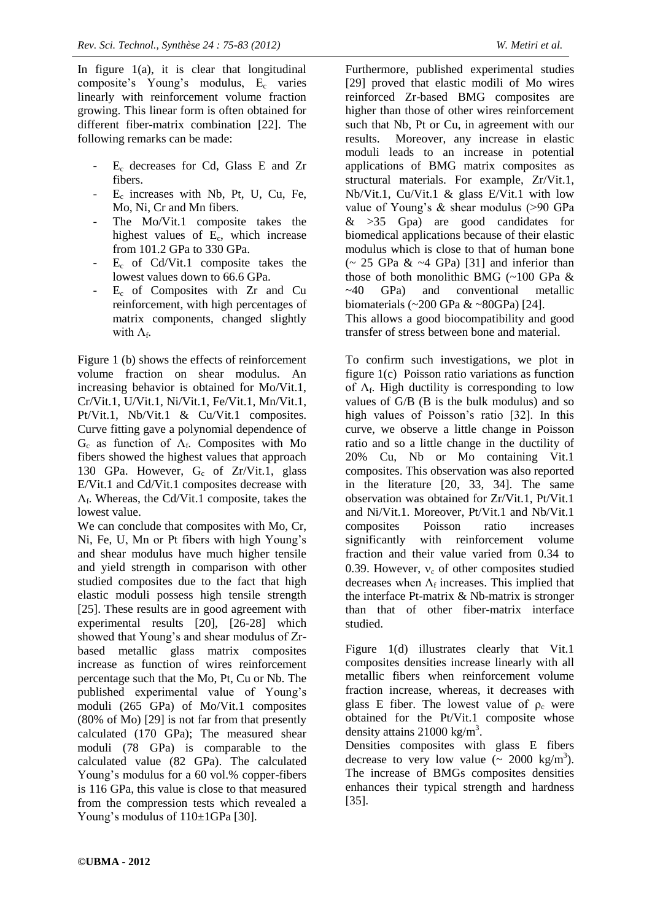In figure 1(a), it is clear that longitudinal composite's Young's modulus, $E_c$ varies linearly with reinforcement volume fraction growing. This linear form is often obtained for different fiber-matrix combination [22]. The following remarks can be made:

- $E_c$ decreases for Cd, Glass E and Zr fibers.
- $E_c$ increases with Nb, Pt, U, Cu, Fe, Mo, Ni, Cr and Mn fibers.
- The Mo/Vit.1 composite takes the highest values of $E_c$, which increase from 101.2 GPa to 330 GPa.
- $E_c$ of Cd/Vit.1 composite takes the lowest values down to 66.6 GPa.
- $E_c$ of Composites with Zr and Cu reinforcement, with high percentages of matrix components, changed slightly with $\Lambda_f$.

Figure 1 (b) shows the effects of reinforcement volume fraction on shear modulus. An increasing behavior is obtained for Mo/Vit.1, Cr/Vit.1, U/Vit.1, Ni/Vit.1, Fe/Vit.1, Mn/Vit.1, Pt/Vit.1, Nb/Vit.1 & Cu/Vit.1 composites. Curve fitting gave a polynomial dependence of $G_c$ as function of $\Lambda_f$. Composites with Mo fibers showed the highest values that approach 130 GPa. However, $G_c$ of Zr/Vit.1, glass E/Vit.1 and Cd/Vit.1 composites decrease with $\Lambda_f$. Whereas, the Cd/Vit.1 composite, takes the lowest value.

We can conclude that composites with Mo, Cr, Ni, Fe, U, Mn or Pt fibers with high Young's and shear modulus have much higher tensile and yield strength in comparison with other studied composites due to the fact that high elastic moduli possess high tensile strength [25]. These results are in good agreement with experimental results [20], [26-28] which showed that Young's and shear modulus of Zr-based metallic glass matrix composites increase as function of wires reinforcement percentage such that the Mo, Pt, Cu or Nb. The published experimental value of Young's moduli (265 GPa) of Mo/Vit.1 composites (80% of Mo) [29] is not far from that presently calculated (170 GPa); The measured shear moduli (78 GPa) is comparable to the calculated value (82 GPa). The calculated Young's modulus for a 60 vol.% copper-fibers is 116 GPa, this value is close to that measured from the compression tests which revealed a Young's modulus of 110±1GPa [30].

Furthermore, published experimental studies [29] proved that elastic modili of Mo wires reinforced Zr-based BMG composites are higher than those of other wires reinforcement such that Nb, Pt or Cu, in agreement with our results. Moreover, any increase in elastic moduli leads to an increase in potential applications of BMG matrix composites as structural materials. For example, Zr/Vit.1, Nb/Vit.1, Cu/Vit.1 & glass E/Vit.1 with low value of Young's & shear modulus (>90 GPa & >35 Gpa) are good candidates for biomedical applications because of their elastic modulus which is close to that of human bone (~ 25 GPa & ~4 GPa) [31] and inferior than those of both monolithic BMG (~100 GPa & ~40 GPa) and conventional metallic biomaterials (~200 GPa & ~80GPa) [24].

This allows a good biocompatibility and good transfer of stress between bone and material.

To confirm such investigations, we plot in figure 1(c) Poisson ratio variations as function of $\Lambda_f$. High ductility is corresponding to low values of G/B (B is the bulk modulus) and so high values of Poisson's ratio [32]. In this curve, we observe a little change in Poisson ratio and so a little change in the ductility of 20% Cu, Nb or Mo containing Vit.1 composites. This observation was also reported in the literature [20, 33, 34]. The same observation was obtained for Zr/Vit.1, Pt/Vit.1 and Ni/Vit.1. Moreover, Pt/Vit.1 and Nb/Vit.1 composites Poisson ratio increases significantly with reinforcement volume fraction and their value varied from 0.34 to 0.39. However, $\nu_c$ of other composites studied decreases when $\Lambda_f$ increases. This implied that the interface Pt-matrix & Nb-matrix is stronger than that of other fiber-matrix interface studied.

Figure 1(d) illustrates clearly that Vit.1 composites densities increase linearly with all metallic fibers when reinforcement volume fraction increase, whereas, it decreases with glass E fiber. The lowest value of $\rho_c$ were obtained for the Pt/Vit.1 composite whose density attains 21000 kg/m$^3$.

Densities composites with glass E fibers decrease to very low value (~ 2000 kg/m$^3$). The increase of BMGs composites densities enhances their typical strength and hardness [35].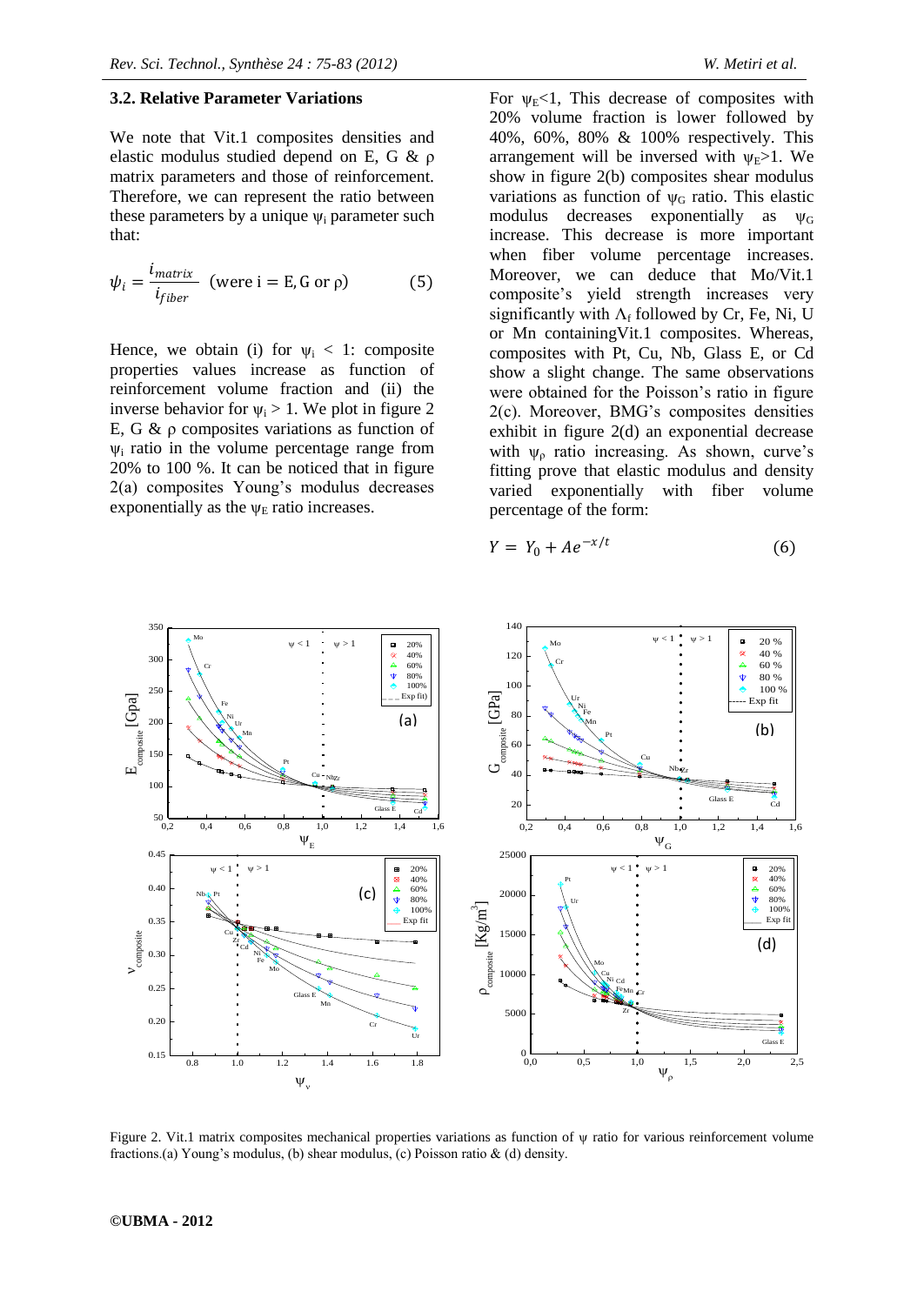### 3.2. Relative Parameter Variations

We note that Vit.1 composites densities and elastic modulus studied depend on E, G & ρ matrix parameters and those of reinforcement. Therefore, we can represent the ratio between these parameters by a unique $\psi_i$ parameter such that:

$$\psi_i = \frac{i_{matrix}}{i_{fiber}} \quad \text{(were i = E, G or ρ)} \qquad (5)$$

Hence, we obtain (i) for $\psi_i < 1$: composite properties values increase as function of reinforcement volume fraction and (ii) the inverse behavior for $\psi_i > 1$. We plot in figure 2 E, G & ρ composites variations as function of $\psi_i$ ratio in the volume percentage range from 20% to 100 %. It can be noticed that in figure 2(a) composites Young's modulus decreases exponentially as the $\psi_E$ ratio increases.

For $\psi_E<1$, This decrease of composites with 20% volume fraction is lower followed by 40%, 60%, 80% & 100% respectively. This arrangement will be inversed with $\psi_E>1$. We show in figure 2(b) composites shear modulus variations as function of $\psi_G$ ratio. This elastic modulus decreases exponentially as $\psi_G$ increase. This decrease is more important when fiber volume percentage increases. Moreover, we can deduce that Mo/Vit.1 composite's yield strength increases very significantly with $\Lambda_f$ followed by Cr, Fe, Ni, U or Mn containingVit.1 composites. Whereas, composites with Pt, Cu, Nb, Glass E, or Cd show a slight change. The same observations were obtained for the Poisson's ratio in figure 2(c). Moreover, BMG's composites densities exhibit in figure 2(d) an exponential decrease with $\psi_\rho$ ratio increasing. As shown, curve's fitting prove that elastic modulus and density varied exponentially with fiber volume percentage of the form:

$$Y = Y_0 + Ae^{-x/t} \qquad (6)$$

Figure 2. Vit.1 matrix composites mechanical properties variations as function of ψ ratio for various reinforcement volume fractions.(a) Young's modulus, (b) shear modulus, (c) Poisson ratio & (d) density.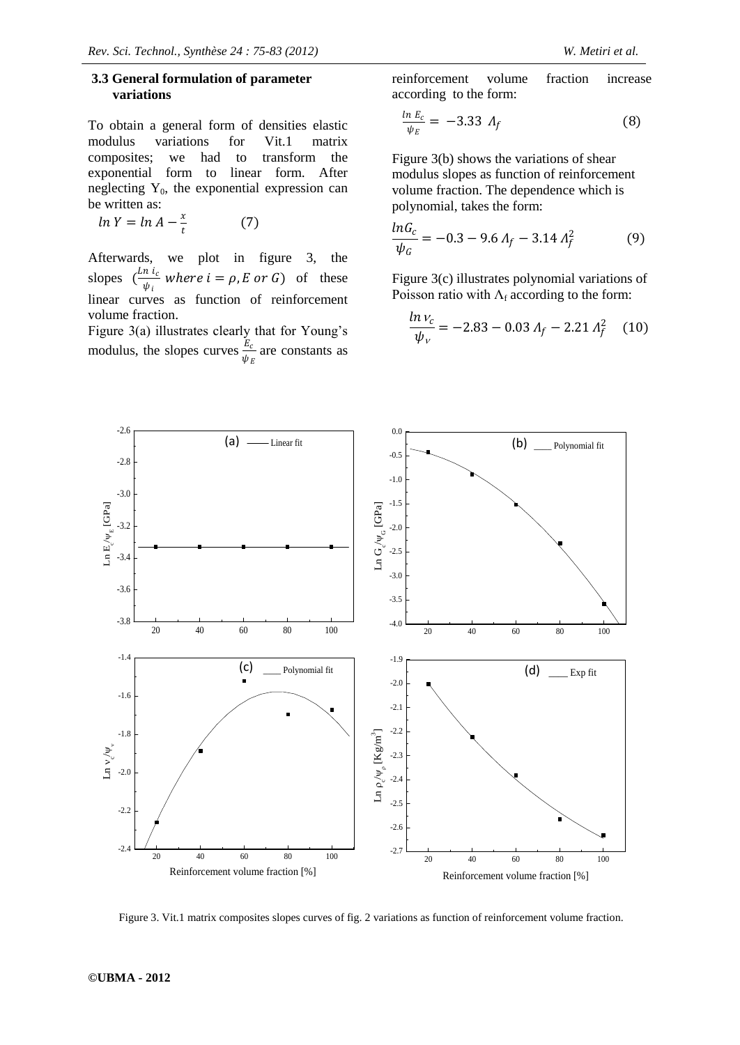### 3.3 General formulation of parameter variations

To obtain a general form of densities elastic modulus variations for Vit.1 matrix composites; we had to transform the exponential form to linear form. After neglecting $Y_0$, the exponential expression can be written as:

$$\ln Y = \ln A - \frac{x}{t} \qquad (7)$$

Afterwards, we plot in figure 3, the slopes ($\frac{Ln\ i_c}{\psi_i}$ where $i = \rho, E$ or $G$) of these linear curves as function of reinforcement volume fraction.

Figure 3(a) illustrates clearly that for Young's modulus, the slopes curves $\frac{E_c}{\psi_E}$ are constants as reinforcement volume fraction increase according to the form:

$$\frac{\ln E_c}{\psi_E} = -3.33\ \Lambda_f \qquad (8)$$

Figure 3(b) shows the variations of shear modulus slopes as function of reinforcement volume fraction. The dependence which is polynomial, takes the form:

$$\frac{\ln G_c}{\psi_G} = -0.3 - 9.6\ \Lambda_f - 3.14\ \Lambda_f^2 \qquad (9)$$

Figure 3(c) illustrates polynomial variations of Poisson ratio with $\Lambda_f$ according to the form:

$$\frac{\ln \nu_c}{\psi_\nu} = -2.83 - 0.03\ \Lambda_f - 2.21\ \Lambda_f^2 \qquad (10)$$

Figure 3. Vit.1 matrix composites slopes curves of fig. 2 variations as function of reinforcement volume fraction.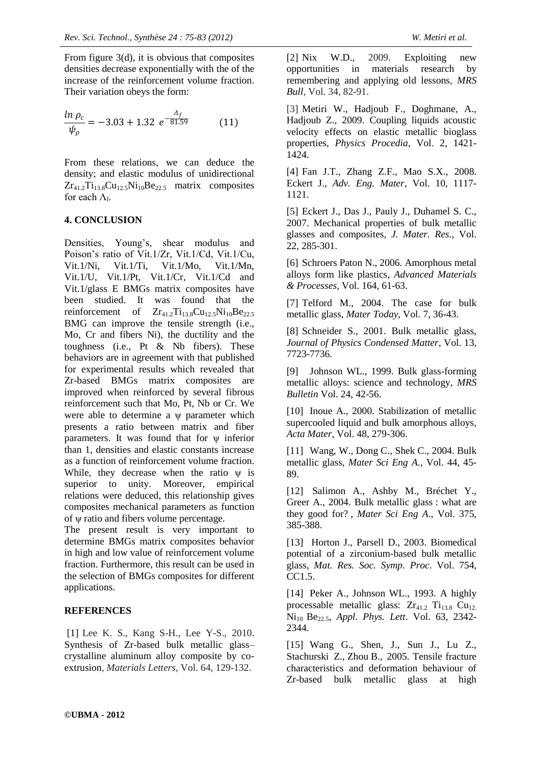From figure 3(d), it is obvious that composites densities decrease exponentially with the of the increase of the reinforcement volume fraction. Their variation obeys the form:

$$\frac{ln\ \rho_c}{\psi_\rho} = -3.03 + 1.32\ e^{-\frac{\Lambda_f}{81.59}} \qquad (11)$$

From these relations, we can deduce the density; and elastic modulus of unidirectional $Zr_{41.2}Ti_{13.8}Cu_{12.5}Ni_{10}Be_{22.5}$ matrix composites for each $\Lambda_f$.

## 4. CONCLUSION

Densities, Young's, shear modulus and Poison's ratio of Vit.1/Zr, Vit.1/Cd, Vit.1/Cu, Vit.1/Ni, Vit.1/Ti, Vit.1/Mo, Vit.1/Mn, Vit.1/U, Vit.1/Pt, Vit.1/Cr, Vit.1/Cd and Vit.1/glass E BMGs matrix composites have been studied. It was found that the reinforcement of $Zr_{41.2}Ti_{13.8}Cu_{12.5}Ni_{10}Be_{22.5}$ BMG can improve the tensile strength (i.e., Mo, Cr and fibers Ni), the ductility and the toughness (i.e., Pt & Nb fibers). These behaviors are in agreement with that published for experimental results which revealed that Zr-based BMGs matrix composites are improved when reinforced by several fibrous reinforcement such that Mo, Pt, Nb or Cr. We were able to determine a $\psi$ parameter which presents a ratio between matrix and fiber parameters. It was found that for $\psi$ inferior than 1, densities and elastic constants increase as a function of reinforcement volume fraction. While, they decrease when the ratio $\psi$ is superior to unity. Moreover, empirical relations were deduced, this relationship gives composites mechanical parameters as function of $\psi$ ratio and fibers volume percentage.

The present result is very important to determine BMGs matrix composites behavior in high and low value of reinforcement volume fraction. Furthermore, this result can be used in the selection of BMGs composites for different applications.

## REFERENCES

[1] Lee K. S., Kang S-H., Lee Y-S., 2010. Synthesis of Zr-based bulk metallic glass–crystalline aluminum alloy composite by co-extrusion, *Materials Letters*, Vol. 64, 129-132.

[2] Nix W.D., 2009. Exploiting new opportunities in materials research by remembering and applying old lessons, *MRS Bull*, Vol. 34, 82-91.

[3] Metiri W., Hadjoub F., Doghmane, A., Hadjoub Z., 2009. Coupling liquids acoustic velocity effects on elastic metallic bioglass properties, *Physics Procedia*, Vol. 2, 1421-1424.

[4] Fan J.T., Zhang Z.F., Mao S.X., 2008. Eckert J., *Adv. Eng. Mater*, Vol. 10, 1117-1121.

[5] Eckert J., Das J., Pauly J., Duhamel S. C., 2007. Mechanical properties of bulk metallic glasses and composites, *J. Mater. Res.*, Vol. 22, 285-301.

[6] Schroers Paton N., 2006. Amorphous metal alloys form like plastics, *Advanced Materials & Processes*, Vol. 164, 61-63.

[7] Telford M., 2004. The case for bulk metallic glass, *Mater Today*, Vol. 7, 36-43.

[8] Schneider S., 2001. Bulk metallic glass, *Journal of Physics Condensed Matter*, Vol. 13, 7723-7736.

[9] Johnson WL., 1999. Bulk glass-forming metallic alloys: science and technology, *MRS Bulletin* Vol. 24, 42-56.

[10] Inoue A., 2000. Stabilization of metallic supercooled liquid and bulk amorphous alloys, *Acta Mater*, Vol. 48, 279-306.

[11] Wang, W., Dong C., Shek C., 2004. Bulk metallic glass, *Mater Sci Eng A.*, Vol. 44, 45-89.

[12] Salimon A., Ashby M., Bréchet Y., Greer A., 2004. Bulk metallic glass : what are they good for? , *Mater Sci Eng A*., Vol. 375, 385-388.

[13] Horton J., Parsell D., 2003. Biomedical potential of a zirconium-based bulk metallic glass, *Mat. Res. Soc. Symp. Proc*. Vol. 754, CC1.5.

[14] Peker A., Johnson WL., 1993. A highly processable metallic glass: $Zr_{41.2}$ $Ti_{13.8}$ $Cu_{12.}$ $Ni_{10}$ $Be_{22.5}$, *Appl. Phys. Lett*. Vol. 63, 2342-2344.

[15] Wang G., Shen, J., Sun J., Lu Z., Stachurski Z., Zhou B., 2005. Tensile fracture characteristics and deformation behaviour of Zr-based bulk metallic glass at high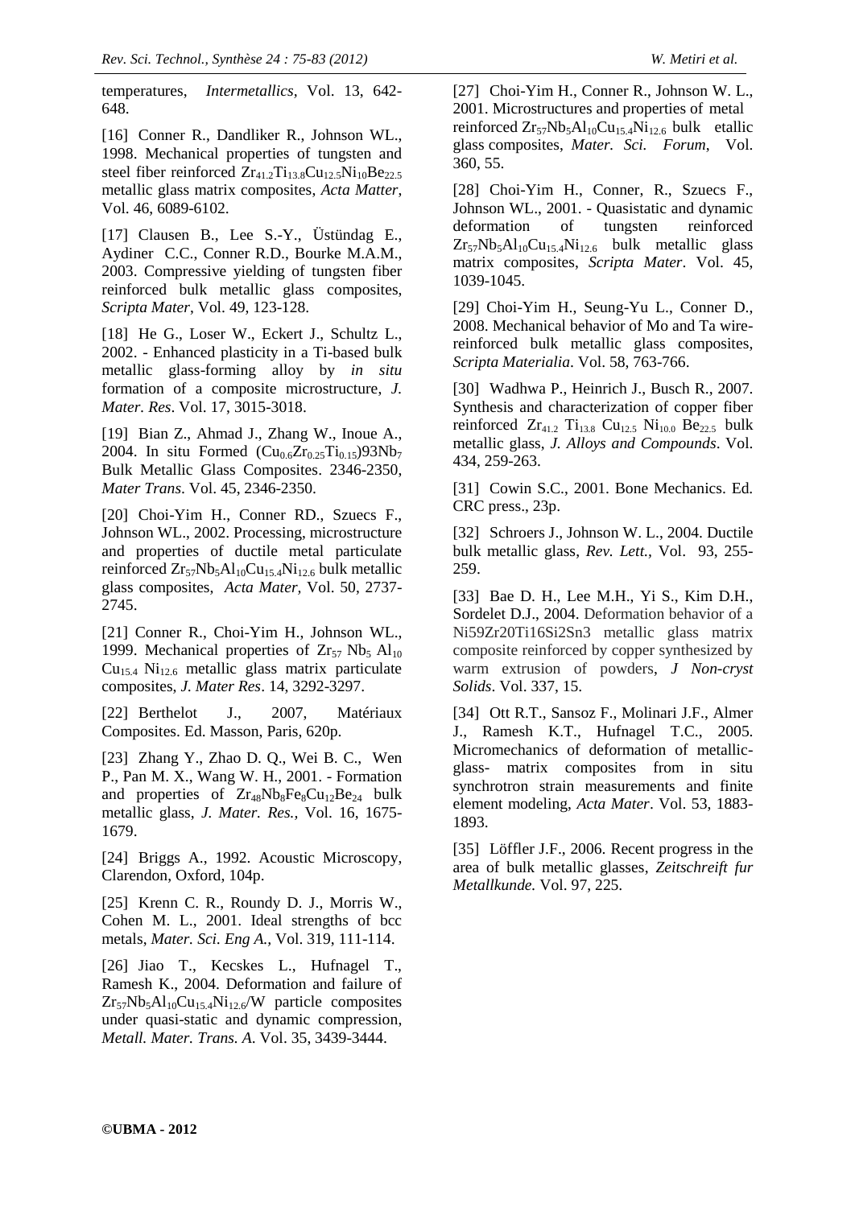temperatures, *Intermetallics*, Vol. 13, 642-648.

[16] Conner R., Dandliker R., Johnson WL., 1998. Mechanical properties of tungsten and steel fiber reinforced $Zr_{41.2}Ti_{13.8}Cu_{12.5}Ni_{10}Be_{22.5}$ metallic glass matrix composites, *Acta Matter*, Vol. 46, 6089-6102.

[17] Clausen B., Lee S.-Y., Üstündag E., Aydiner C.C., Conner R.D., Bourke M.A.M., 2003. Compressive yielding of tungsten fiber reinforced bulk metallic glass composites, *Scripta Mater*, Vol. 49, 123-128.

[18] He G., Loser W., Eckert J., Schultz L., 2002. - Enhanced plasticity in a Ti-based bulk metallic glass-forming alloy by *in situ* formation of a composite microstructure, *J. Mater. Res*. Vol. 17, 3015-3018.

[19] Bian Z., Ahmad J., Zhang W., Inoue A., 2004. In situ Formed $(Cu_{0.6}Zr_{0.25}Ti_{0.15})93Nb_7$ Bulk Metallic Glass Composites. 2346-2350, *Mater Trans*. Vol. 45, 2346-2350.

[20] Choi-Yim H., Conner RD., Szuecs F., Johnson WL., 2002. Processing, microstructure and properties of ductile metal particulate reinforced $Zr_{57}Nb_5Al_{10}Cu_{15.4}Ni_{12.6}$ bulk metallic glass composites, *Acta Mater*, Vol. 50, 2737-2745.

[21] Conner R., Choi-Yim H., Johnson WL., 1999. Mechanical properties of $Zr_{57}$ $Nb_5$ $Al_{10}$ $Cu_{15.4}$ $Ni_{12.6}$ metallic glass matrix particulate composites, *J. Mater Res*. 14, 3292-3297.

[22] Berthelot J., 2007, Matériaux Composites. Ed. Masson, Paris, 620p.

[23] Zhang Y., Zhao D. Q., Wei B. C., Wen P., Pan M. X., Wang W. H., 2001. - Formation and properties of $Zr_{48}Nb_8Fe_8Cu_{12}Be_{24}$ bulk metallic glass, *J. Mater. Res.*, Vol. 16, 1675-1679.

[24] Briggs A., 1992. Acoustic Microscopy, Clarendon, Oxford, 104p.

[25] Krenn C. R., Roundy D. J., Morris W., Cohen M. L., 2001. Ideal strengths of bcc metals, *Mater. Sci. Eng A.*, Vol. 319, 111-114.

[26] Jiao T., Kecskes L., Hufnagel T., Ramesh K., 2004. Deformation and failure of $Zr_{57}Nb_5Al_{10}Cu_{15.4}Ni_{12.6}$/W particle composites under quasi-static and dynamic compression, *Metall. Mater. Trans. A*. Vol. 35, 3439-3444.

[27] Choi-Yim H., Conner R., Johnson W. L., 2001. Microstructures and properties of metal reinforced $Zr_{57}Nb_5Al_{10}Cu_{15.4}Ni_{12.6}$ bulk etallic glass composites, *Mater. Sci. Forum*, Vol. 360, 55.

[28] Choi-Yim H., Conner, R., Szuecs F., Johnson WL., 2001. - Quasistatic and dynamic deformation of tungsten reinforced $Zr_{57}Nb_5Al_{10}Cu_{15.4}Ni_{12.6}$ bulk metallic glass matrix composites, *Scripta Mater*. Vol. 45, 1039-1045.

[29] Choi-Yim H., Seung-Yu L., Conner D., 2008. Mechanical behavior of Mo and Ta wire-reinforced bulk metallic glass composites, *Scripta Materialia*. Vol. 58, 763-766.

[30] Wadhwa P., Heinrich J., Busch R., 2007. Synthesis and characterization of copper fiber reinforced $Zr_{41.2}$ $Ti_{13.8}$ $Cu_{12.5}$ $Ni_{10.0}$ $Be_{22.5}$ bulk metallic glass, *J. Alloys and Compounds*. Vol. 434, 259-263.

[31] Cowin S.C., 2001. Bone Mechanics. Ed. CRC press., 23p.

[32] Schroers J., Johnson W. L., 2004. Ductile bulk metallic glass, *Rev. Lett.*, Vol. 93, 255-259.

[33] Bae D. H., Lee M.H., Yi S., Kim D.H., Sordelet D.J., 2004. Deformation behavior of a Ni59Zr20Ti16Si2Sn3 metallic glass matrix composite reinforced by copper synthesized by warm extrusion of powders, *J Non-cryst Solids*. Vol. 337, 15.

[34] Ott R.T., Sansoz F., Molinari J.F., Almer J., Ramesh K.T., Hufnagel T.C., 2005. Micromechanics of deformation of metallic-glass- matrix composites from in situ synchrotron strain measurements and finite element modeling, *Acta Mater*. Vol. 53, 1883-1893.

[35] Löffler J.F., 2006. Recent progress in the area of bulk metallic glasses, *Zeitschreift fur Metallkunde.* Vol. 97, 225.

**©UBMA - 2012**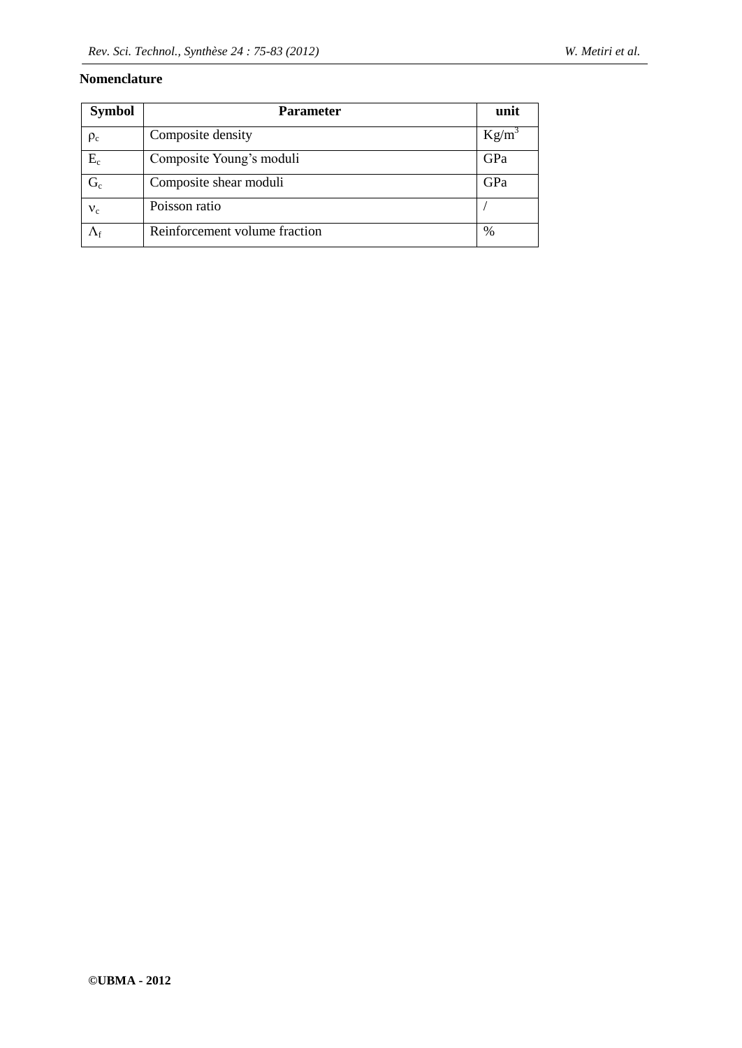**Nomenclature**

| Symbol | Parameter | unit |
|---|---|---|
| $\rho_c$ | Composite density | $Kg/m^3$ |
| $E_c$ | Composite Young's moduli | GPa |
| $G_c$ | Composite shear moduli | GPa |
| $\nu_c$ | Poisson ratio | / |
| $\Lambda_f$ | Reinforcement volume fraction | % |

**©UBMA - 2012**